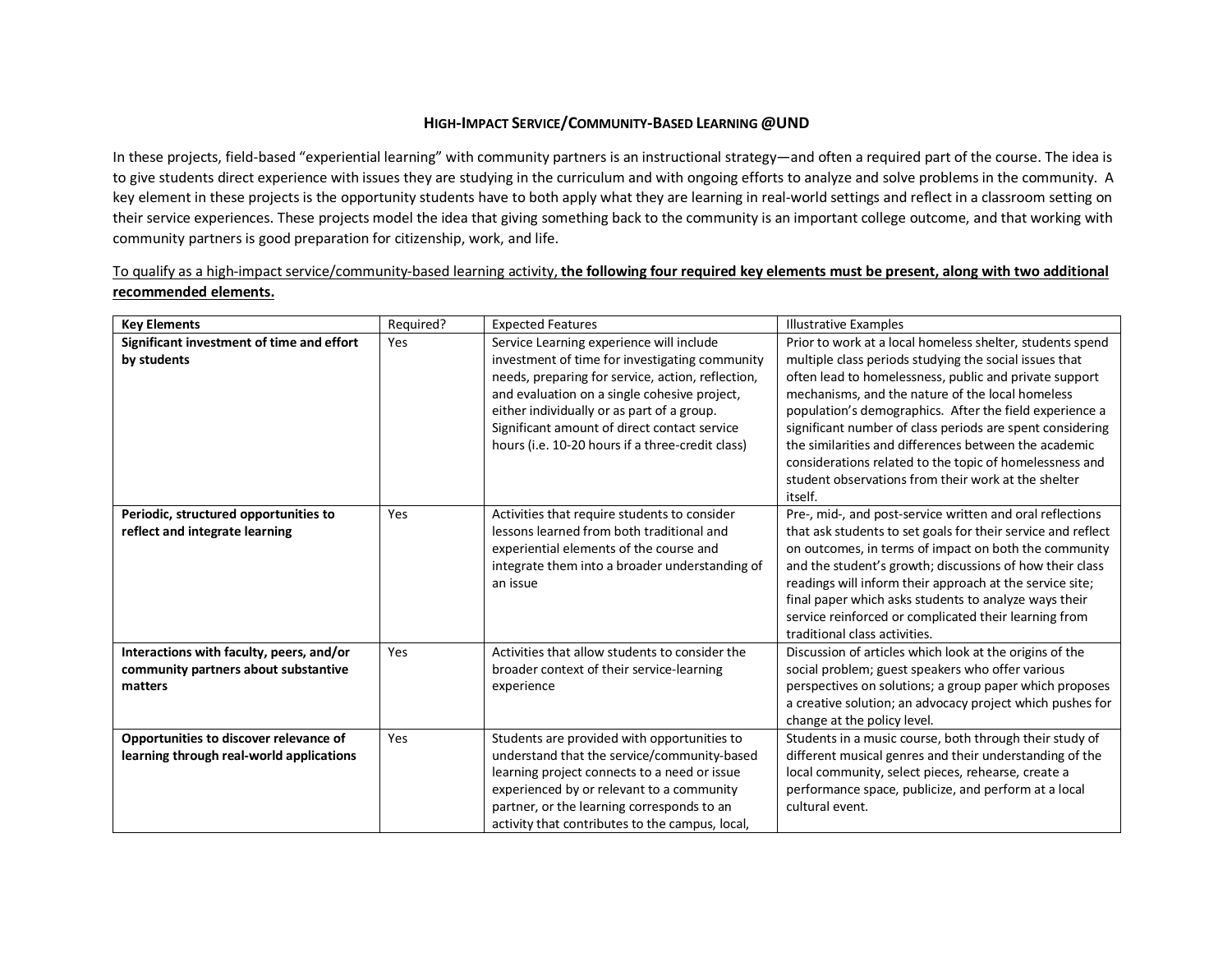# HIGH-IMPACT SERVICE/COMMUNITY-BASED LEARNING @UND

In these projects, field-based "experiential learning" with community partners is an instructional strategy—and often a required part of the course. The idea is to give students direct experience with issues they are studying in the curriculum and with ongoing efforts to analyze and solve problems in the community. A key element in these projects is the opportunity students have to both apply what they are learning in real-world settings and reflect in a classroom setting on their service experiences. These projects model the idea that giving something back to the community is an important college outcome, and that working with community partners is good preparation for citizenship, work, and life.

<u>To qualify as a high-impact service/community-based learning activity, **the following four required key elements must be present, along with two additional recommended elements.**</u>

| Key Elements | Required? | Expected Features | Illustrative Examples |
| --- | --- | --- | --- |
| **Significant investment of time and effort by students** | Yes | Service Learning experience will include investment of time for investigating community needs, preparing for service, action, reflection, and evaluation on a single cohesive project, either individually or as part of a group. Significant amount of direct contact service hours (i.e. 10-20 hours if a three-credit class) | Prior to work at a local homeless shelter, students spend multiple class periods studying the social issues that often lead to homelessness, public and private support mechanisms, and the nature of the local homeless population's demographics. After the field experience a significant number of class periods are spent considering the similarities and differences between the academic considerations related to the topic of homelessness and student observations from their work at the shelter itself. |
| **Periodic, structured opportunities to reflect and integrate learning** | Yes | Activities that require students to consider lessons learned from both traditional and experiential elements of the course and integrate them into a broader understanding of an issue | Pre-, mid-, and post-service written and oral reflections that ask students to set goals for their service and reflect on outcomes, in terms of impact on both the community and the student's growth; discussions of how their class readings will inform their approach at the service site; final paper which asks students to analyze ways their service reinforced or complicated their learning from traditional class activities. |
| **Interactions with faculty, peers, and/or community partners about substantive matters** | Yes | Activities that allow students to consider the broader context of their service-learning experience | Discussion of articles which look at the origins of the social problem; guest speakers who offer various perspectives on solutions; a group paper which proposes a creative solution; an advocacy project which pushes for change at the policy level. |
| **Opportunities to discover relevance of learning through real-world applications** | Yes | Students are provided with opportunities to understand that the service/community-based learning project connects to a need or issue experienced by or relevant to a community partner, or the learning corresponds to an activity that contributes to the campus, local, | Students in a music course, both through their study of different musical genres and their understanding of the local community, select pieces, rehearse, create a performance space, publicize, and perform at a local cultural event. |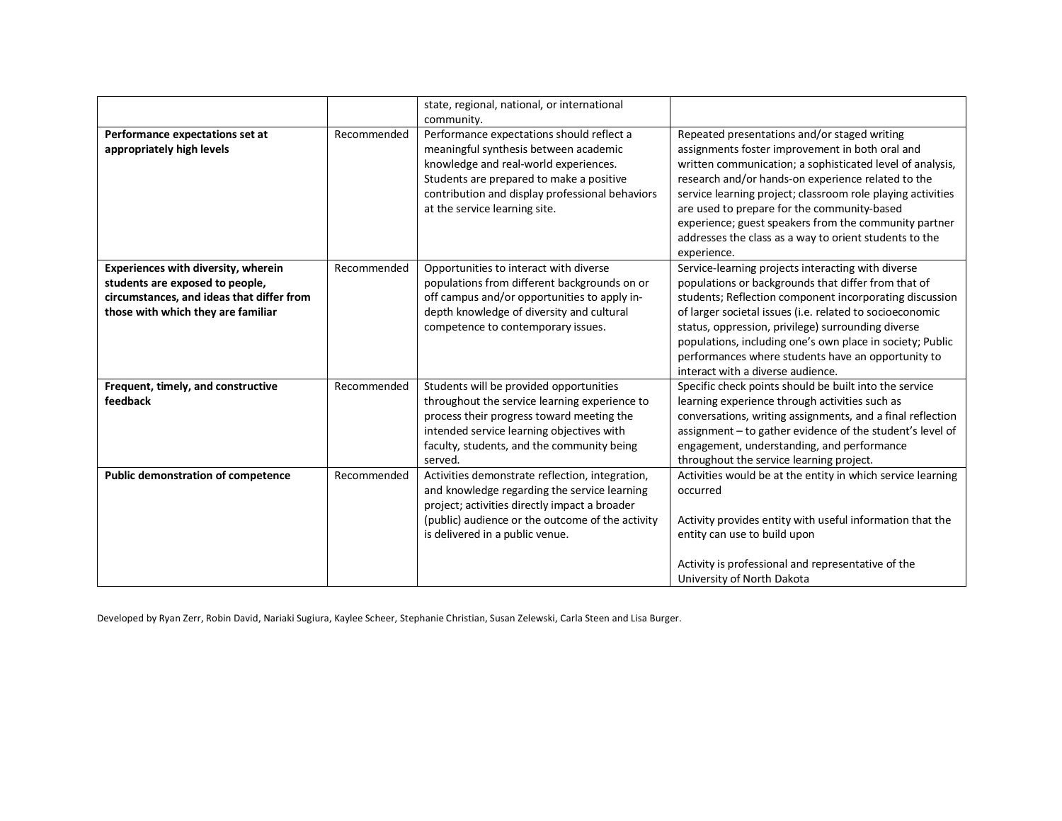| | | | |
|---|---|---|---|
| | | state, regional, national, or international community. | |
| **Performance expectations set at appropriately high levels** | Recommended | Performance expectations should reflect a meaningful synthesis between academic knowledge and real-world experiences. Students are prepared to make a positive contribution and display professional behaviors at the service learning site. | Repeated presentations and/or staged writing assignments foster improvement in both oral and written communication; a sophisticated level of analysis, research and/or hands-on experience related to the service learning project; classroom role playing activities are used to prepare for the community-based experience; guest speakers from the community partner addresses the class as a way to orient students to the experience. |
| **Experiences with diversity, wherein students are exposed to people, circumstances, and ideas that differ from those with which they are familiar** | Recommended | Opportunities to interact with diverse populations from different backgrounds on or off campus and/or opportunities to apply in-depth knowledge of diversity and cultural competence to contemporary issues. | Service-learning projects interacting with diverse populations or backgrounds that differ from that of students; Reflection component incorporating discussion of larger societal issues (i.e. related to socioeconomic status, oppression, privilege) surrounding diverse populations, including one's own place in society; Public performances where students have an opportunity to interact with a diverse audience. |
| **Frequent, timely, and constructive feedback** | Recommended | Students will be provided opportunities throughout the service learning experience to process their progress toward meeting the intended service learning objectives with faculty, students, and the community being served. | Specific check points should be built into the service learning experience through activities such as conversations, writing assignments, and a final reflection assignment – to gather evidence of the student's level of engagement, understanding, and performance throughout the service learning project. |
| **Public demonstration of competence** | Recommended | Activities demonstrate reflection, integration, and knowledge regarding the service learning project; activities directly impact a broader (public) audience or the outcome of the activity is delivered in a public venue. | Activities would be at the entity in which service learning occurred<br><br>Activity provides entity with useful information that the entity can use to build upon<br><br>Activity is professional and representative of the University of North Dakota |

Developed by Ryan Zerr, Robin David, Nariaki Sugiura, Kaylee Scheer, Stephanie Christian, Susan Zelewski, Carla Steen and Lisa Burger.